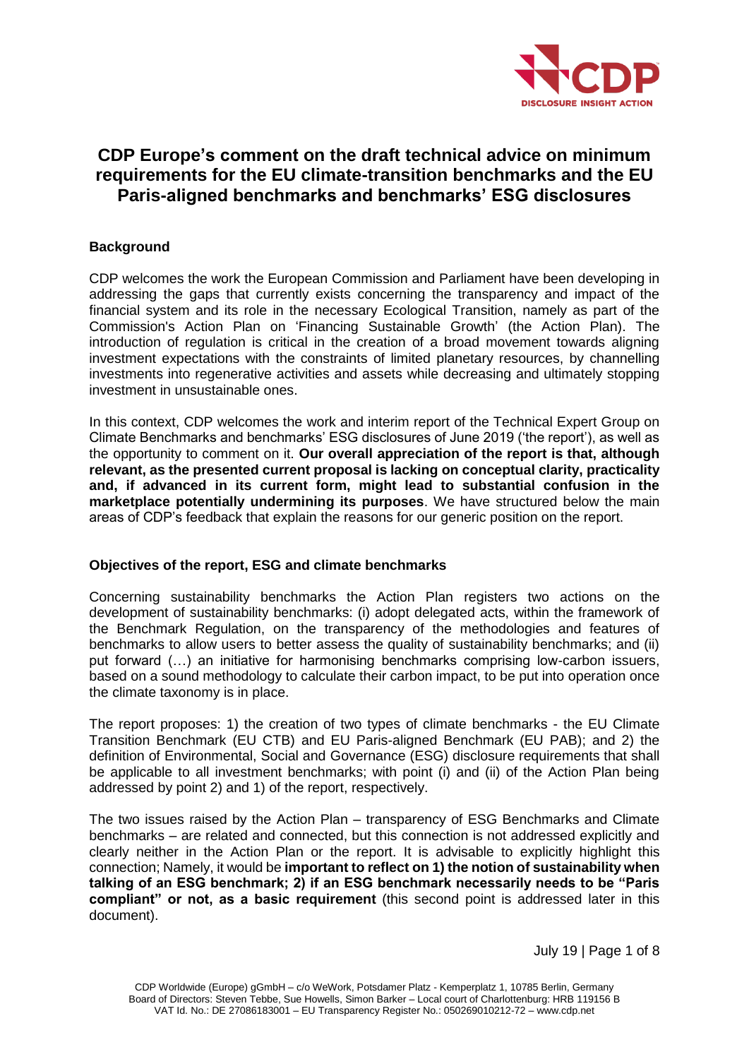# CDP Europe's comment on the draft technical advice on minimum requirements for the EU climate-transition benchmarks and the EU Paris-aligned benchmarks and benchmarks' ESG disclosures

## Background

CDP welcomes the work the European Commission and Parliament have been developing in addressing the gaps that currently exists concerning the transparency and impact of the financial system and its role in the necessary Ecological Transition, namely as part of the Commission's Action Plan on 'Financing Sustainable Growth' (the Action Plan). The introduction of regulation is critical in the creation of a broad movement towards aligning investment expectations with the constraints of limited planetary resources, by channelling investments into regenerative activities and assets while decreasing and ultimately stopping investment in unsustainable ones.

In this context, CDP welcomes the work and interim report of the Technical Expert Group on Climate Benchmarks and benchmarks' ESG disclosures of June 2019 ('the report'), as well as the opportunity to comment on it. **Our overall appreciation of the report is that, although relevant, as the presented current proposal is lacking on conceptual clarity, practicality and, if advanced in its current form, might lead to substantial confusion in the marketplace potentially undermining its purposes**. We have structured below the main areas of CDP's feedback that explain the reasons for our generic position on the report.

## Objectives of the report, ESG and climate benchmarks

Concerning sustainability benchmarks the Action Plan registers two actions on the development of sustainability benchmarks: (i) adopt delegated acts, within the framework of the Benchmark Regulation, on the transparency of the methodologies and features of benchmarks to allow users to better assess the quality of sustainability benchmarks; and (ii) put forward (…) an initiative for harmonising benchmarks comprising low-carbon issuers, based on a sound methodology to calculate their carbon impact, to be put into operation once the climate taxonomy is in place.

The report proposes: 1) the creation of two types of climate benchmarks - the EU Climate Transition Benchmark (EU CTB) and EU Paris-aligned Benchmark (EU PAB); and 2) the definition of Environmental, Social and Governance (ESG) disclosure requirements that shall be applicable to all investment benchmarks; with point (i) and (ii) of the Action Plan being addressed by point 2) and 1) of the report, respectively.

The two issues raised by the Action Plan – transparency of ESG Benchmarks and Climate benchmarks – are related and connected, but this connection is not addressed explicitly and clearly neither in the Action Plan or the report. It is advisable to explicitly highlight this connection; Namely, it would be **important to reflect on 1) the notion of sustainability when talking of an ESG benchmark; 2) if an ESG benchmark necessarily needs to be "Paris compliant" or not, as a basic requirement** (this second point is addressed later in this document).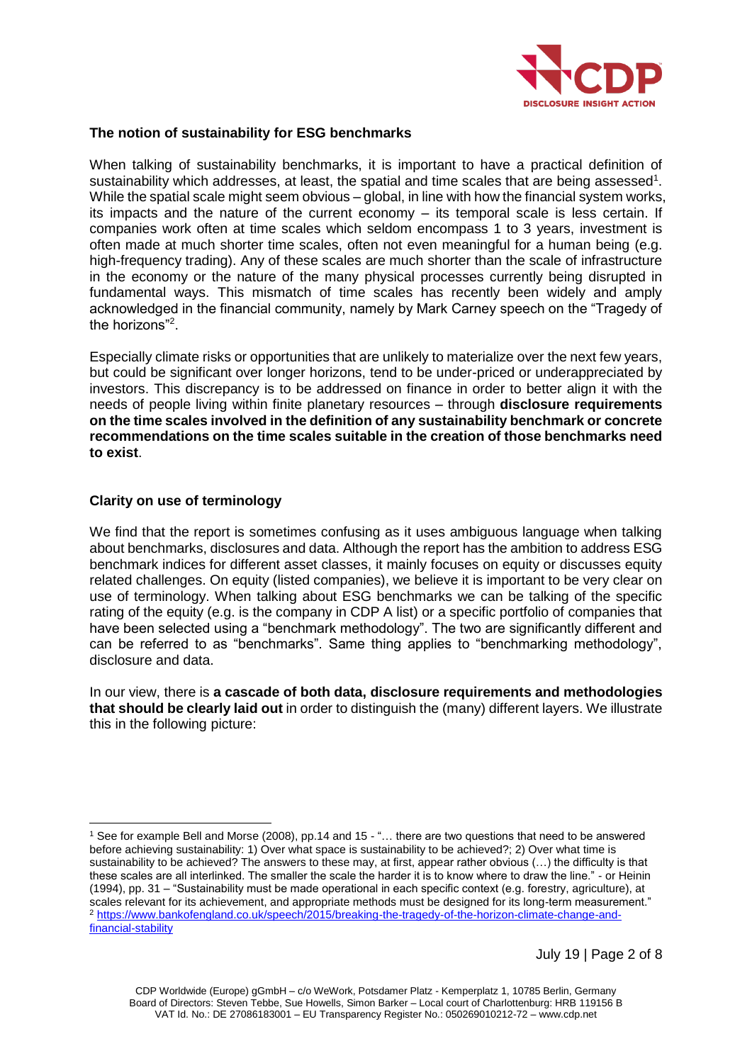### The notion of sustainability for ESG benchmarks

When talking of sustainability benchmarks, it is important to have a practical definition of sustainability which addresses, at least, the spatial and time scales that are being assessed[1]. While the spatial scale might seem obvious – global, in line with how the financial system works, its impacts and the nature of the current economy – its temporal scale is less certain. If companies work often at time scales which seldom encompass 1 to 3 years, investment is often made at much shorter time scales, often not even meaningful for a human being (e.g. high-frequency trading). Any of these scales are much shorter than the scale of infrastructure in the economy or the nature of the many physical processes currently being disrupted in fundamental ways. This mismatch of time scales has recently been widely and amply acknowledged in the financial community, namely by Mark Carney speech on the "Tragedy of the horizons"[2].

Especially climate risks or opportunities that are unlikely to materialize over the next few years, but could be significant over longer horizons, tend to be under-priced or underappreciated by investors. This discrepancy is to be addressed on finance in order to better align it with the needs of people living within finite planetary resources – through **disclosure requirements on the time scales involved in the definition of any sustainability benchmark or concrete recommendations on the time scales suitable in the creation of those benchmarks need to exist**.

### Clarity on use of terminology

We find that the report is sometimes confusing as it uses ambiguous language when talking about benchmarks, disclosures and data. Although the report has the ambition to address ESG benchmark indices for different asset classes, it mainly focuses on equity or discusses equity related challenges. On equity (listed companies), we believe it is important to be very clear on use of terminology. When talking about ESG benchmarks we can be talking of the specific rating of the equity (e.g. is the company in CDP A list) or a specific portfolio of companies that have been selected using a "benchmark methodology". The two are significantly different and can be referred to as "benchmarks". Same thing applies to "benchmarking methodology", disclosure and data.

In our view, there is **a cascade of both data, disclosure requirements and methodologies that should be clearly laid out** in order to distinguish the (many) different layers. We illustrate this in the following picture:

---

[1] See for example Bell and Morse (2008), pp.14 and 15 - "… there are two questions that need to be answered before achieving sustainability: 1) Over what space is sustainability to be achieved?; 2) Over what time is sustainability to be achieved? The answers to these may, at first, appear rather obvious (…) the difficulty is that these scales are all interlinked. The smaller the scale the harder it is to know where to draw the line." - or Heinin (1994), pp. 31 – "Sustainability must be made operational in each specific context (e.g. forestry, agriculture), at scales relevant for its achievement, and appropriate methods must be designed for its long-term measurement."

[2] https://www.bankofengland.co.uk/speech/2015/breaking-the-tragedy-of-the-horizon-climate-change-and-financial-stability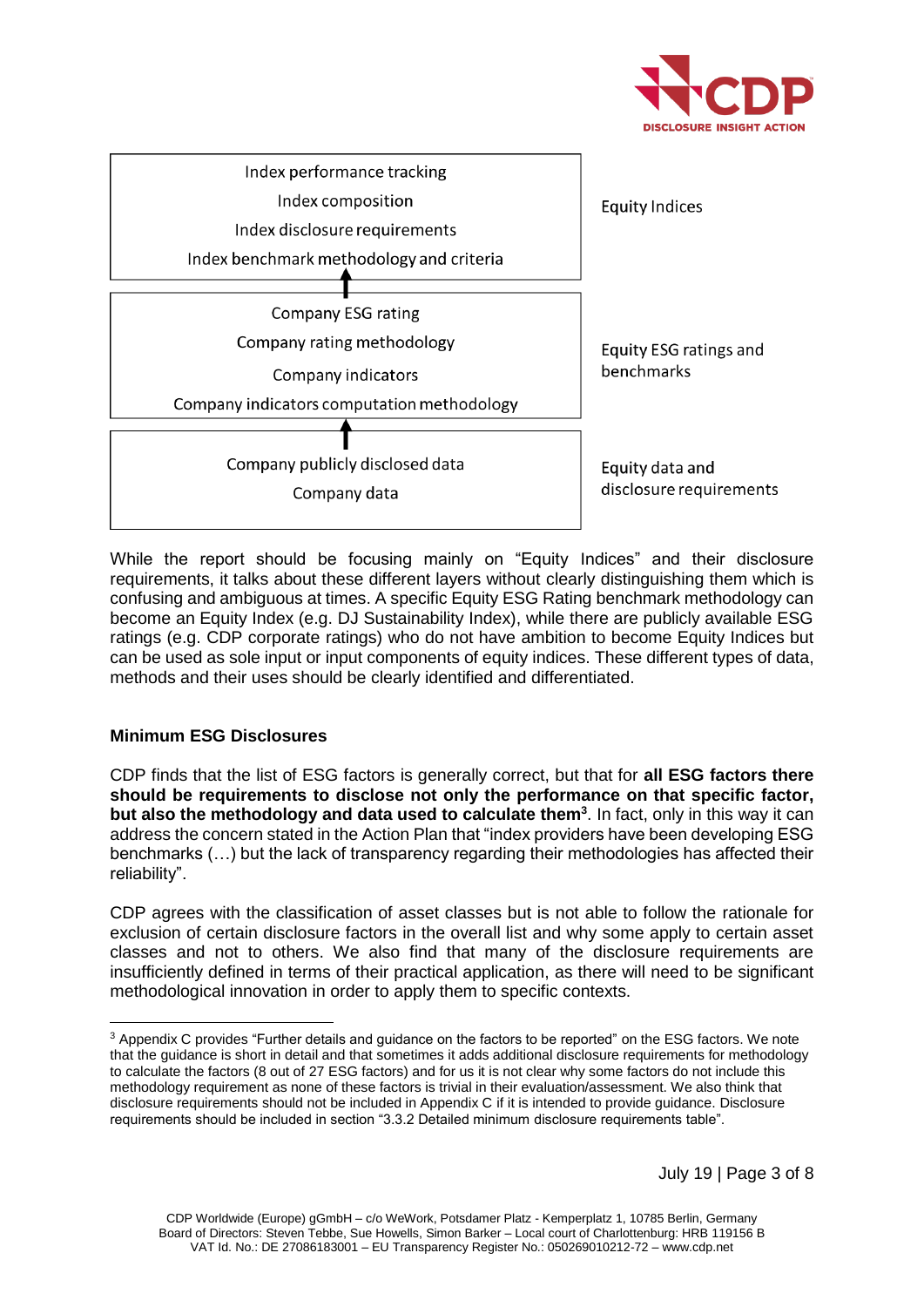| | |
|---|---|
| Index performance tracking<br>Index composition<br>Index disclosure requirements<br>Index benchmark methodology and criteria | Equity Indices |
| ↑ | |
| Company ESG rating<br>Company rating methodology<br>Company indicators<br>Company indicators computation methodology | Equity ESG ratings and benchmarks |
| ↑ | |
| Company publicly disclosed data<br>Company data | Equity data and disclosure requirements |

While the report should be focusing mainly on "Equity Indices" and their disclosure requirements, it talks about these different layers without clearly distinguishing them which is confusing and ambiguous at times. A specific Equity ESG Rating benchmark methodology can become an Equity Index (e.g. DJ Sustainability Index), while there are publicly available ESG ratings (e.g. CDP corporate ratings) who do not have ambition to become Equity Indices but can be used as sole input or input components of equity indices. These different types of data, methods and their uses should be clearly identified and differentiated.

**Minimum ESG Disclosures**

CDP finds that the list of ESG factors is generally correct, but that for **all ESG factors there should be requirements to disclose not only the performance on that specific factor, but also the methodology and data used to calculate them**[3]. In fact, only in this way it can address the concern stated in the Action Plan that "index providers have been developing ESG benchmarks (…) but the lack of transparency regarding their methodologies has affected their reliability".

CDP agrees with the classification of asset classes but is not able to follow the rationale for exclusion of certain disclosure factors in the overall list and why some apply to certain asset classes and not to others. We also find that many of the disclosure requirements are insufficiently defined in terms of their practical application, as there will need to be significant methodological innovation in order to apply them to specific contexts.

[3] Appendix C provides "Further details and guidance on the factors to be reported" on the ESG factors. We note that the guidance is short in detail and that sometimes it adds additional disclosure requirements for methodology to calculate the factors (8 out of 27 ESG factors) and for us it is not clear why some factors do not include this methodology requirement as none of these factors is trivial in their evaluation/assessment. We also think that disclosure requirements should not be included in Appendix C if it is intended to provide guidance. Disclosure requirements should be included in section "3.3.2 Detailed minimum disclosure requirements table".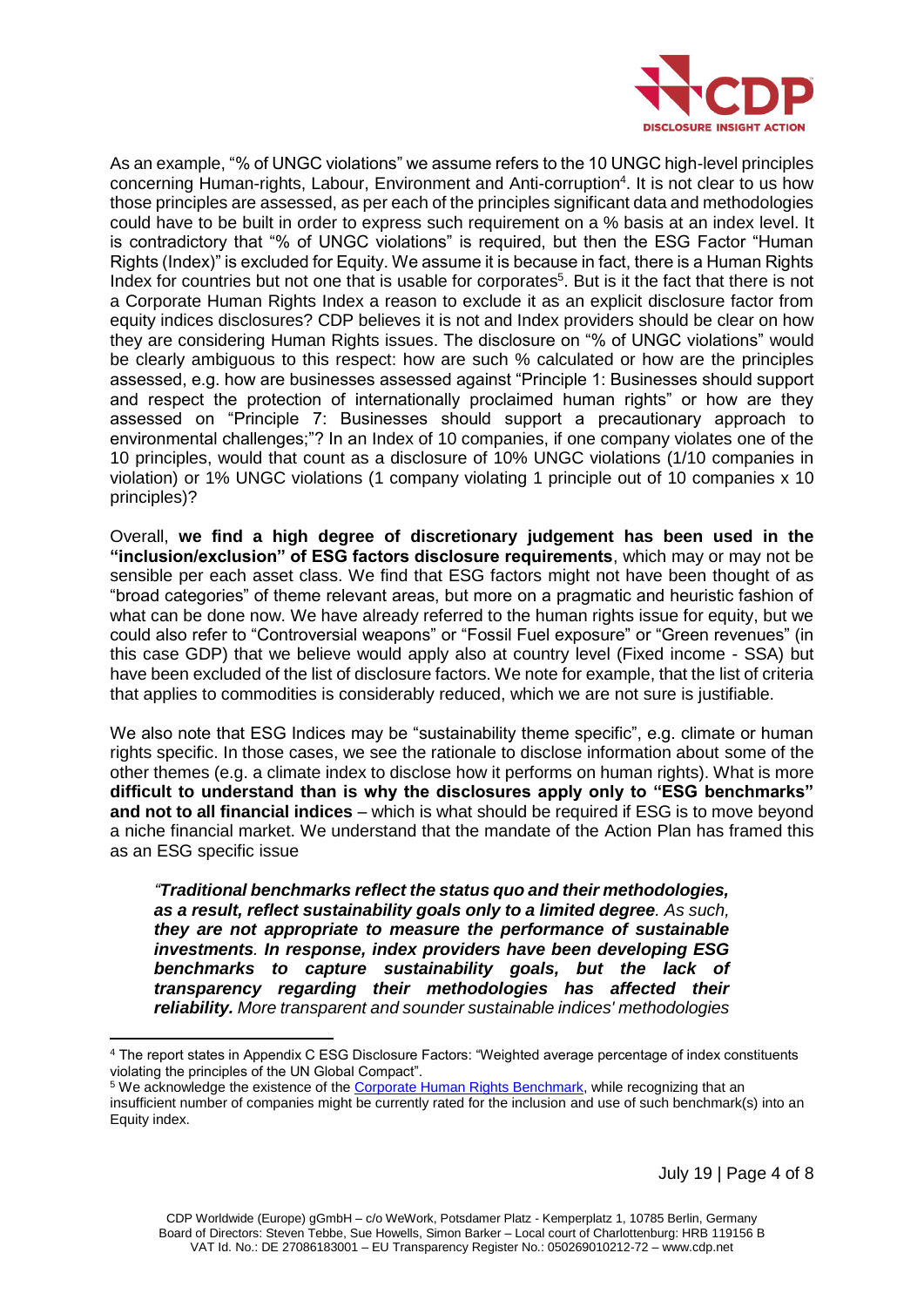As an example, "% of UNGC violations" we assume refers to the 10 UNGC high-level principles concerning Human-rights, Labour, Environment and Anti-corruption[4]. It is not clear to us how those principles are assessed, as per each of the principles significant data and methodologies could have to be built in order to express such requirement on a % basis at an index level. It is contradictory that "% of UNGC violations" is required, but then the ESG Factor "Human Rights (Index)" is excluded for Equity. We assume it is because in fact, there is a Human Rights Index for countries but not one that is usable for corporates[5]. But is it the fact that there is not a Corporate Human Rights Index a reason to exclude it as an explicit disclosure factor from equity indices disclosures? CDP believes it is not and Index providers should be clear on how they are considering Human Rights issues. The disclosure on "% of UNGC violations" would be clearly ambiguous to this respect: how are such % calculated or how are the principles assessed, e.g. how are businesses assessed against "Principle 1: Businesses should support and respect the protection of internationally proclaimed human rights" or how are they assessed on "Principle 7: Businesses should support a precautionary approach to environmental challenges;"? In an Index of 10 companies, if one company violates one of the 10 principles, would that count as a disclosure of 10% UNGC violations (1/10 companies in violation) or 1% UNGC violations (1 company violating 1 principle out of 10 companies x 10 principles)?

Overall, **we find a high degree of discretionary judgement has been used in the "inclusion/exclusion" of ESG factors disclosure requirements**, which may or may not be sensible per each asset class. We find that ESG factors might not have been thought of as "broad categories" of theme relevant areas, but more on a pragmatic and heuristic fashion of what can be done now. We have already referred to the human rights issue for equity, but we could also refer to "Controversial weapons" or "Fossil Fuel exposure" or "Green revenues" (in this case GDP) that we believe would apply also at country level (Fixed income - SSA) but have been excluded of the list of disclosure factors. We note for example, that the list of criteria that applies to commodities is considerably reduced, which we are not sure is justifiable.

We also note that ESG Indices may be "sustainability theme specific", e.g. climate or human rights specific. In those cases, we see the rationale to disclose information about some of the other themes (e.g. a climate index to disclose how it performs on human rights). What is more **difficult to understand than is why the disclosures apply only to "ESG benchmarks" and not to all financial indices** – which is what should be required if ESG is to move beyond a niche financial market. We understand that the mandate of the Action Plan has framed this as an ESG specific issue

> *"**Traditional benchmarks reflect the status quo and their methodologies, as a result, reflect sustainability goals only to a limited degree**. As such, **they are not appropriate to measure the performance of sustainable investments**. **In response, index providers have been developing ESG benchmarks to capture sustainability goals, but the lack of transparency regarding their methodologies has affected their reliability.** More transparent and sounder sustainable indices' methodologies*

---

[4] The report states in Appendix C ESG Disclosure Factors: "Weighted average percentage of index constituents violating the principles of the UN Global Compact".

[5] We acknowledge the existence of the Corporate Human Rights Benchmark, while recognizing that an insufficient number of companies might be currently rated for the inclusion and use of such benchmark(s) into an Equity index.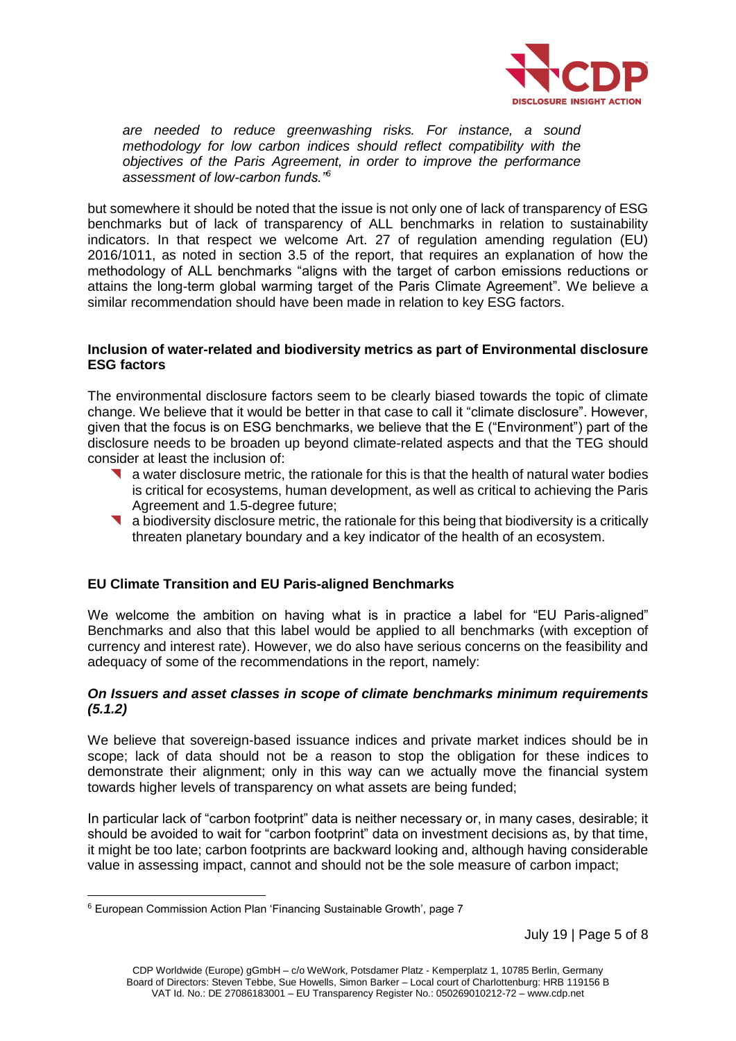*are needed to reduce greenwashing risks. For instance, a sound methodology for low carbon indices should reflect compatibility with the objectives of the Paris Agreement, in order to improve the performance assessment of low-carbon funds."*[6]

but somewhere it should be noted that the issue is not only one of lack of transparency of ESG benchmarks but of lack of transparency of ALL benchmarks in relation to sustainability indicators. In that respect we welcome Art. 27 of regulation amending regulation (EU) 2016/1011, as noted in section 3.5 of the report, that requires an explanation of how the methodology of ALL benchmarks "aligns with the target of carbon emissions reductions or attains the long-term global warming target of the Paris Climate Agreement". We believe a similar recommendation should have been made in relation to key ESG factors.

**Inclusion of water-related and biodiversity metrics as part of Environmental disclosure ESG factors**

The environmental disclosure factors seem to be clearly biased towards the topic of climate change. We believe that it would be better in that case to call it "climate disclosure". However, given that the focus is on ESG benchmarks, we believe that the E ("Environment") part of the disclosure needs to be broaden up beyond climate-related aspects and that the TEG should consider at least the inclusion of:

- a water disclosure metric, the rationale for this is that the health of natural water bodies is critical for ecosystems, human development, as well as critical to achieving the Paris Agreement and 1.5-degree future;
- a biodiversity disclosure metric, the rationale for this being that biodiversity is a critically threaten planetary boundary and a key indicator of the health of an ecosystem.

**EU Climate Transition and EU Paris-aligned Benchmarks**

We welcome the ambition on having what is in practice a label for "EU Paris-aligned" Benchmarks and also that this label would be applied to all benchmarks (with exception of currency and interest rate). However, we do also have serious concerns on the feasibility and adequacy of some of the recommendations in the report, namely:

***On Issuers and asset classes in scope of climate benchmarks minimum requirements (5.1.2)***

We believe that sovereign-based issuance indices and private market indices should be in scope; lack of data should not be a reason to stop the obligation for these indices to demonstrate their alignment; only in this way can we actually move the financial system towards higher levels of transparency on what assets are being funded;

In particular lack of "carbon footprint" data is neither necessary or, in many cases, desirable; it should be avoided to wait for "carbon footprint" data on investment decisions as, by that time, it might be too late; carbon footprints are backward looking and, although having considerable value in assessing impact, cannot and should not be the sole measure of carbon impact;

[6] European Commission Action Plan 'Financing Sustainable Growth', page 7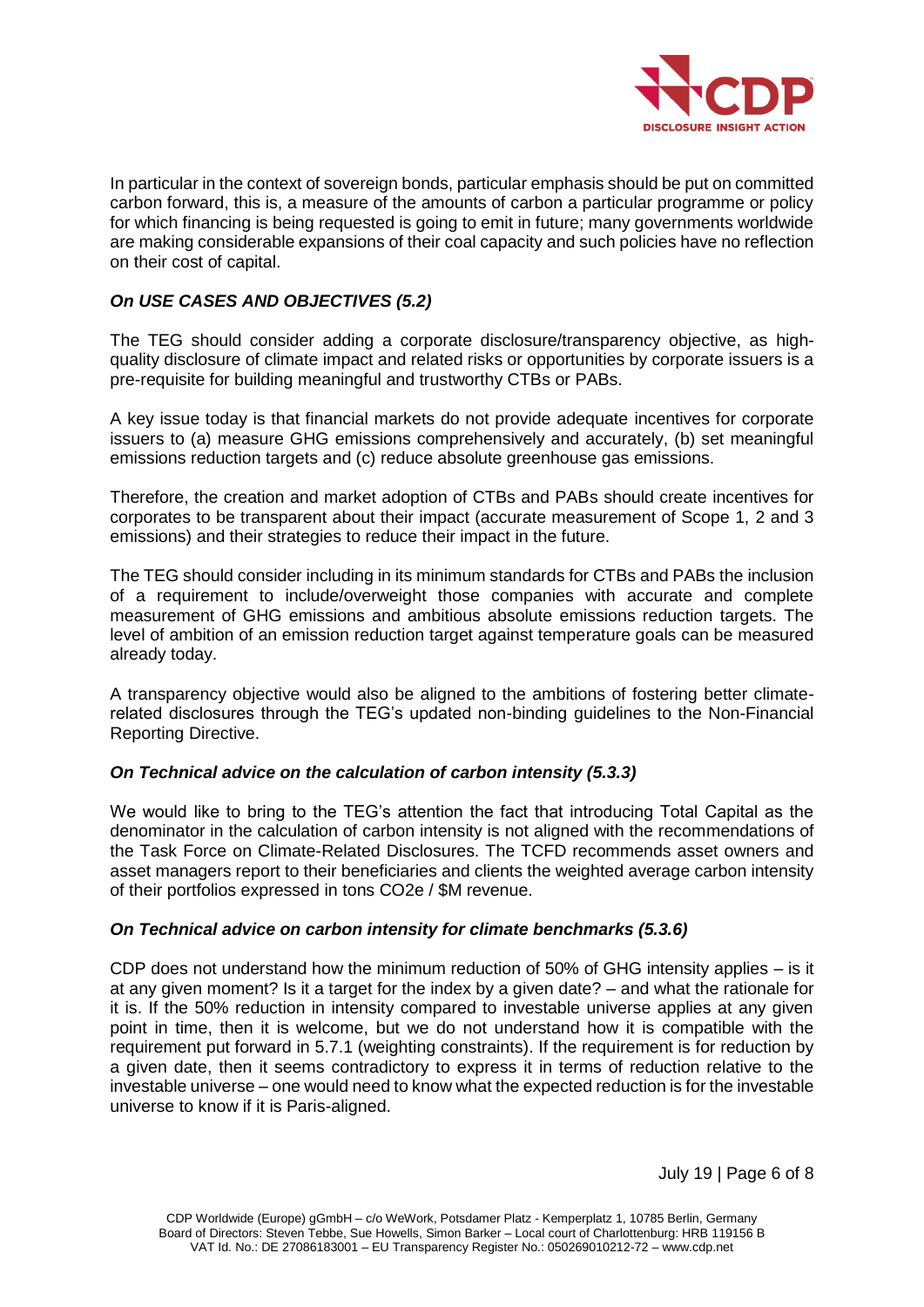In particular in the context of sovereign bonds, particular emphasis should be put on committed carbon forward, this is, a measure of the amounts of carbon a particular programme or policy for which financing is being requested is going to emit in future; many governments worldwide are making considerable expansions of their coal capacity and such policies have no reflection on their cost of capital.

### *On USE CASES AND OBJECTIVES (5.2)*

The TEG should consider adding a corporate disclosure/transparency objective, as high-quality disclosure of climate impact and related risks or opportunities by corporate issuers is a pre-requisite for building meaningful and trustworthy CTBs or PABs.

A key issue today is that financial markets do not provide adequate incentives for corporate issuers to (a) measure GHG emissions comprehensively and accurately, (b) set meaningful emissions reduction targets and (c) reduce absolute greenhouse gas emissions.

Therefore, the creation and market adoption of CTBs and PABs should create incentives for corporates to be transparent about their impact (accurate measurement of Scope 1, 2 and 3 emissions) and their strategies to reduce their impact in the future.

The TEG should consider including in its minimum standards for CTBs and PABs the inclusion of a requirement to include/overweight those companies with accurate and complete measurement of GHG emissions and ambitious absolute emissions reduction targets. The level of ambition of an emission reduction target against temperature goals can be measured already today.

A transparency objective would also be aligned to the ambitions of fostering better climate-related disclosures through the TEG's updated non-binding guidelines to the Non-Financial Reporting Directive.

### *On Technical advice on the calculation of carbon intensity (5.3.3)*

We would like to bring to the TEG's attention the fact that introducing Total Capital as the denominator in the calculation of carbon intensity is not aligned with the recommendations of the Task Force on Climate-Related Disclosures. The TCFD recommends asset owners and asset managers report to their beneficiaries and clients the weighted average carbon intensity of their portfolios expressed in tons $CO_2e$ / \$M revenue.

### *On Technical advice on carbon intensity for climate benchmarks (5.3.6)*

CDP does not understand how the minimum reduction of 50% of GHG intensity applies – is it at any given moment? Is it a target for the index by a given date? – and what the rationale for it is. If the 50% reduction in intensity compared to investable universe applies at any given point in time, then it is welcome, but we do not understand how it is compatible with the requirement put forward in 5.7.1 (weighting constraints). If the requirement is for reduction by a given date, then it seems contradictory to express it in terms of reduction relative to the investable universe – one would need to know what the expected reduction is for the investable universe to know if it is Paris-aligned.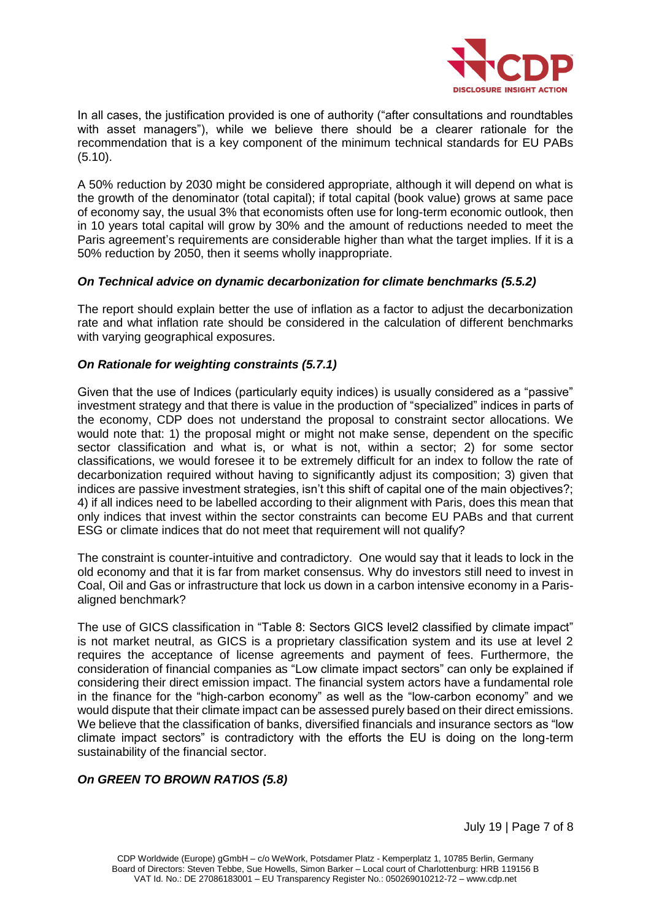In all cases, the justification provided is one of authority ("after consultations and roundtables with asset managers"), while we believe there should be a clearer rationale for the recommendation that is a key component of the minimum technical standards for EU PABs (5.10).

A 50% reduction by 2030 might be considered appropriate, although it will depend on what is the growth of the denominator (total capital); if total capital (book value) grows at same pace of economy say, the usual 3% that economists often use for long-term economic outlook, then in 10 years total capital will grow by 30% and the amount of reductions needed to meet the Paris agreement's requirements are considerable higher than what the target implies. If it is a 50% reduction by 2050, then it seems wholly inappropriate.

### *On Technical advice on dynamic decarbonization for climate benchmarks (5.5.2)*

The report should explain better the use of inflation as a factor to adjust the decarbonization rate and what inflation rate should be considered in the calculation of different benchmarks with varying geographical exposures.

### *On Rationale for weighting constraints (5.7.1)*

Given that the use of Indices (particularly equity indices) is usually considered as a "passive" investment strategy and that there is value in the production of "specialized" indices in parts of the economy, CDP does not understand the proposal to constraint sector allocations. We would note that: 1) the proposal might or might not make sense, dependent on the specific sector classification and what is, or what is not, within a sector; 2) for some sector classifications, we would foresee it to be extremely difficult for an index to follow the rate of decarbonization required without having to significantly adjust its composition; 3) given that indices are passive investment strategies, isn't this shift of capital one of the main objectives?; 4) if all indices need to be labelled according to their alignment with Paris, does this mean that only indices that invest within the sector constraints can become EU PABs and that current ESG or climate indices that do not meet that requirement will not qualify?

The constraint is counter-intuitive and contradictory. One would say that it leads to lock in the old economy and that it is far from market consensus. Why do investors still need to invest in Coal, Oil and Gas or infrastructure that lock us down in a carbon intensive economy in a Paris-aligned benchmark?

The use of GICS classification in "Table 8: Sectors GICS level2 classified by climate impact" is not market neutral, as GICS is a proprietary classification system and its use at level 2 requires the acceptance of license agreements and payment of fees. Furthermore, the consideration of financial companies as "Low climate impact sectors" can only be explained if considering their direct emission impact. The financial system actors have a fundamental role in the finance for the "high-carbon economy" as well as the "low-carbon economy" and we would dispute that their climate impact can be assessed purely based on their direct emissions. We believe that the classification of banks, diversified financials and insurance sectors as "low climate impact sectors" is contradictory with the efforts the EU is doing on the long-term sustainability of the financial sector.

### *On GREEN TO BROWN RATIOS (5.8)*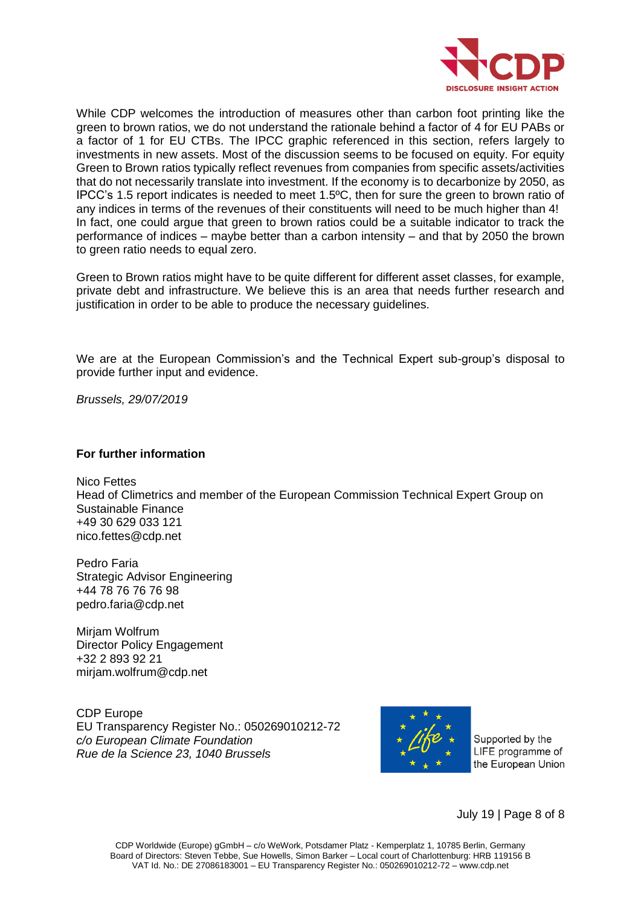While CDP welcomes the introduction of measures other than carbon foot printing like the green to brown ratios, we do not understand the rationale behind a factor of 4 for EU PABs or a factor of 1 for EU CTBs. The IPCC graphic referenced in this section, refers largely to investments in new assets. Most of the discussion seems to be focused on equity. For equity Green to Brown ratios typically reflect revenues from companies from specific assets/activities that do not necessarily translate into investment. If the economy is to decarbonize by 2050, as IPCC's 1.5 report indicates is needed to meet 1.5ºC, then for sure the green to brown ratio of any indices in terms of the revenues of their constituents will need to be much higher than 4! In fact, one could argue that green to brown ratios could be a suitable indicator to track the performance of indices – maybe better than a carbon intensity – and that by 2050 the brown to green ratio needs to equal zero.

Green to Brown ratios might have to be quite different for different asset classes, for example, private debt and infrastructure. We believe this is an area that needs further research and justification in order to be able to produce the necessary guidelines.

We are at the European Commission's and the Technical Expert sub-group's disposal to provide further input and evidence.

*Brussels, 29/07/2019*

**For further information**

Nico Fettes
Head of Climetrics and member of the European Commission Technical Expert Group on Sustainable Finance
+49 30 629 033 121
nico.fettes@cdp.net

Pedro Faria
Strategic Advisor Engineering
+44 78 76 76 76 98
pedro.faria@cdp.net

Mirjam Wolfrum
Director Policy Engagement
+32 2 893 92 21
mirjam.wolfrum@cdp.net

CDP Europe
EU Transparency Register No.: 050269010212-72
*c/o European Climate Foundation*
*Rue de la Science 23, 1040 Brussels*

Supported by the LIFE programme of the European Union

CDP Worldwide (Europe) gGmbH – c/o WeWork, Potsdamer Platz - Kemperplatz 1, 10785 Berlin, Germany
Board of Directors: Steven Tebbe, Sue Howells, Simon Barker – Local court of Charlottenburg: HRB 119156 B
VAT Id. No.: DE 27086183001 – EU Transparency Register No.: 050269010212-72 – www.cdp.net